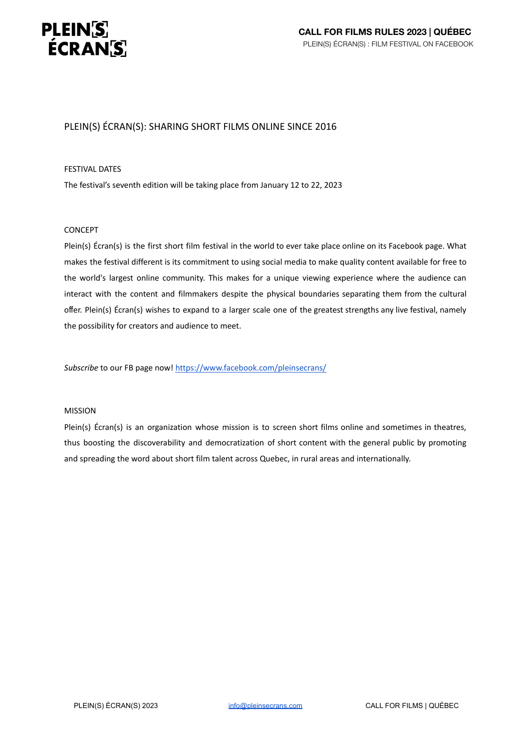# PLEIN(S) ÉCRAN(S): SHARING SHORT FILMS ONLINE SINCE 2016

## FESTIVAL DATES

The festival's seventh edition will be taking place from January 12 to 22, 2023

## CONCEPT

Plein(s) Écran(s) is the first short film festival in the world to ever take place online on its Facebook page. What makes the festival different is its commitment to using social media to make quality content available for free to the world's largest online community. This makes for a unique viewing experience where the audience can interact with the content and filmmakers despite the physical boundaries separating them from the cultural offer. Plein(s) Écran(s) wishes to expand to a larger scale one of the greatest strengths any live festival, namely the possibility for creators and audience to meet.

*Subscribe* to our FB page now! https://www.facebook.com/pleinsecrans/

## MISSION

Plein(s) Écran(s) is an organization whose mission is to screen short films online and sometimes in theatres, thus boosting the discoverability and democratization of short content with the general public by promoting and spreading the word about short film talent across Quebec, in rural areas and internationally.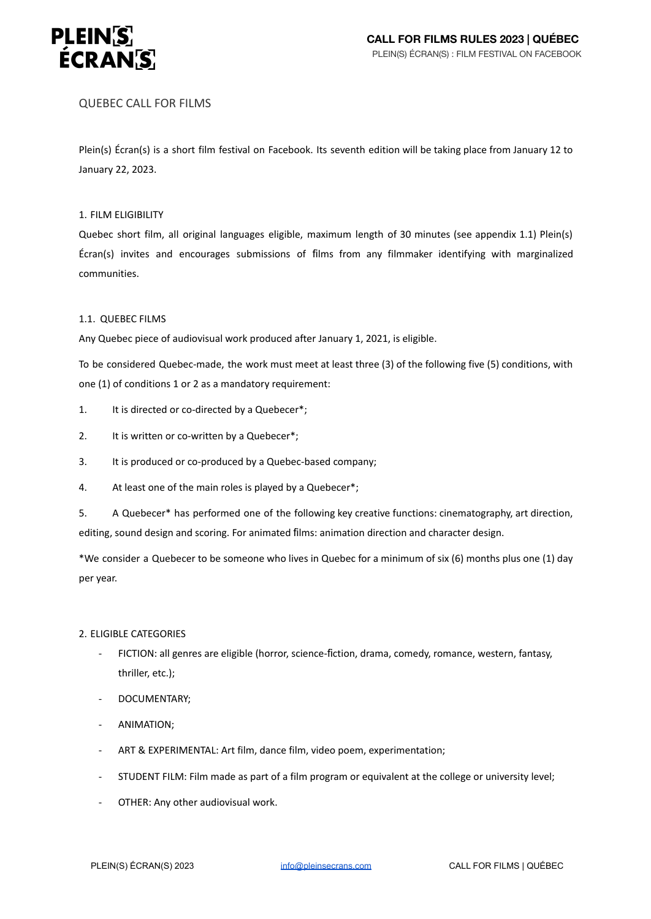## QUEBEC CALL FOR FILMS

Plein(s) Écran(s) is a short film festival on Facebook. Its seventh edition will be taking place from January 12 to January 22, 2023.

### 1. FILM ELIGIBILITY

Quebec short film, all original languages eligible, maximum length of 30 minutes (see appendix 1.1) Plein(s) Écran(s) invites and encourages submissions of films from any filmmaker identifying with marginalized communities.

#### 1.1. QUEBEC FILMS

Any Quebec piece of audiovisual work produced after January 1, 2021, is eligible.

To be considered Quebec-made, the work must meet at least three (3) of the following five (5) conditions, with one (1) of conditions 1 or 2 as a mandatory requirement:

1. It is directed or co-directed by a Quebecer*;
2. It is written or co-written by a Quebecer*;
3. It is produced or co-produced by a Quebec-based company;
4. At least one of the main roles is played by a Quebecer*;
5. A Quebecer* has performed one of the following key creative functions: cinematography, art direction, editing, sound design and scoring. For animated films: animation direction and character design.

*We consider a Quebecer to be someone who lives in Quebec for a minimum of six (6) months plus one (1) day per year.

### 2. ELIGIBLE CATEGORIES

- FICTION: all genres are eligible (horror, science-fiction, drama, comedy, romance, western, fantasy, thriller, etc.);
- DOCUMENTARY;
- ANIMATION;
- ART & EXPERIMENTAL: Art film, dance film, video poem, experimentation;
- STUDENT FILM: Film made as part of a film program or equivalent at the college or university level;
- OTHER: Any other audiovisual work.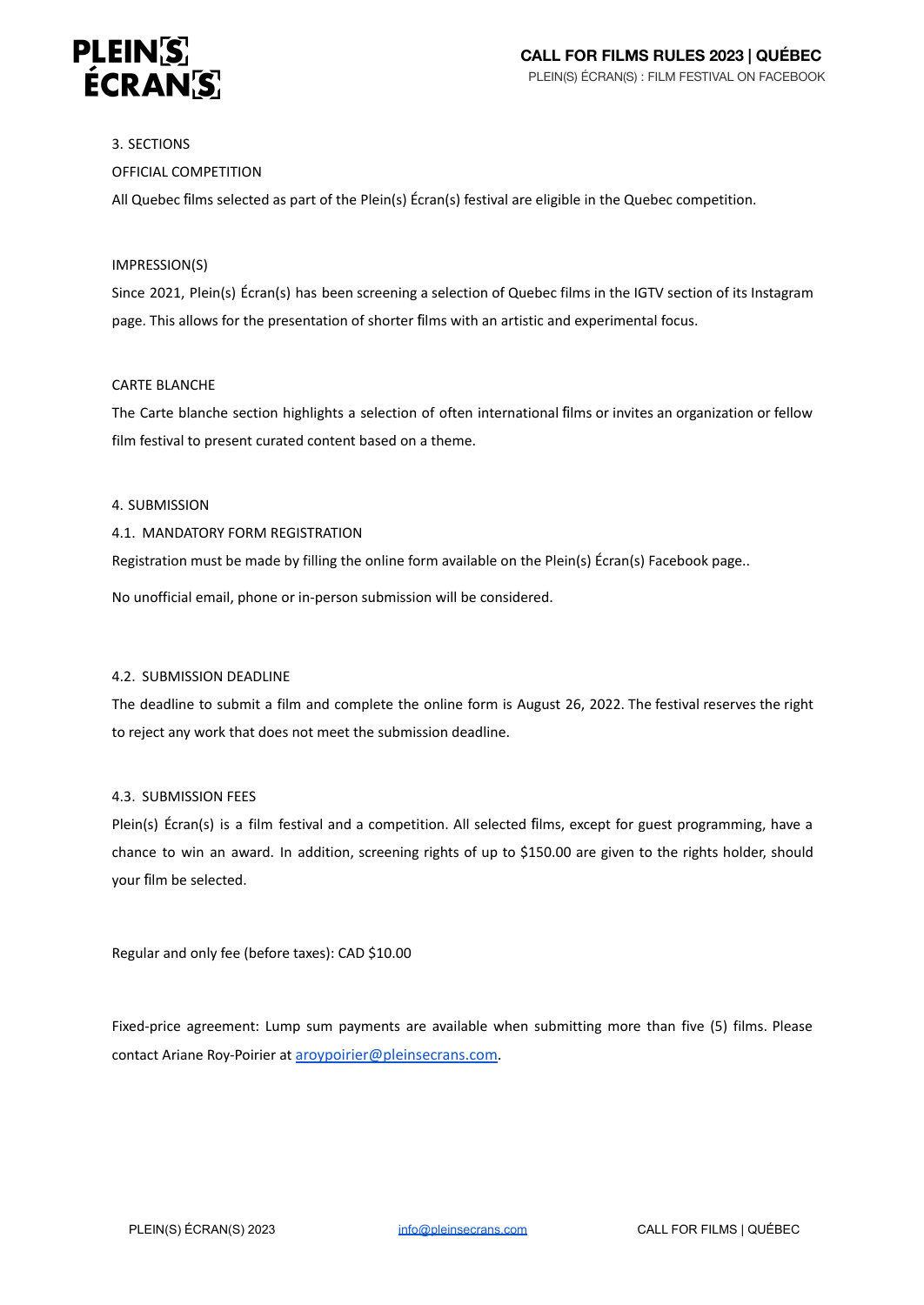## 3. SECTIONS

### OFFICIAL COMPETITION

All Quebec films selected as part of the Plein(s) Écran(s) festival are eligible in the Quebec competition.

### IMPRESSION(S)

Since 2021, Plein(s) Écran(s) has been screening a selection of Quebec films in the IGTV section of its Instagram page. This allows for the presentation of shorter films with an artistic and experimental focus.

### CARTE BLANCHE

The Carte blanche section highlights a selection of often international films or invites an organization or fellow film festival to present curated content based on a theme.

## 4. SUBMISSION

### 4.1. MANDATORY FORM REGISTRATION

Registration must be made by filling the online form available on the Plein(s) Écran(s) Facebook page..

No unofficial email, phone or in-person submission will be considered.

### 4.2. SUBMISSION DEADLINE

The deadline to submit a film and complete the online form is August 26, 2022. The festival reserves the right to reject any work that does not meet the submission deadline.

### 4.3. SUBMISSION FEES

Plein(s) Écran(s) is a film festival and a competition. All selected films, except for guest programming, have a chance to win an award. In addition, screening rights of up to $150.00 are given to the rights holder, should your film be selected.

Regular and only fee (before taxes): CAD $10.00

Fixed-price agreement: Lump sum payments are available when submitting more than five (5) films. Please contact Ariane Roy-Poirier at aroypoirier@pleinsecrans.com.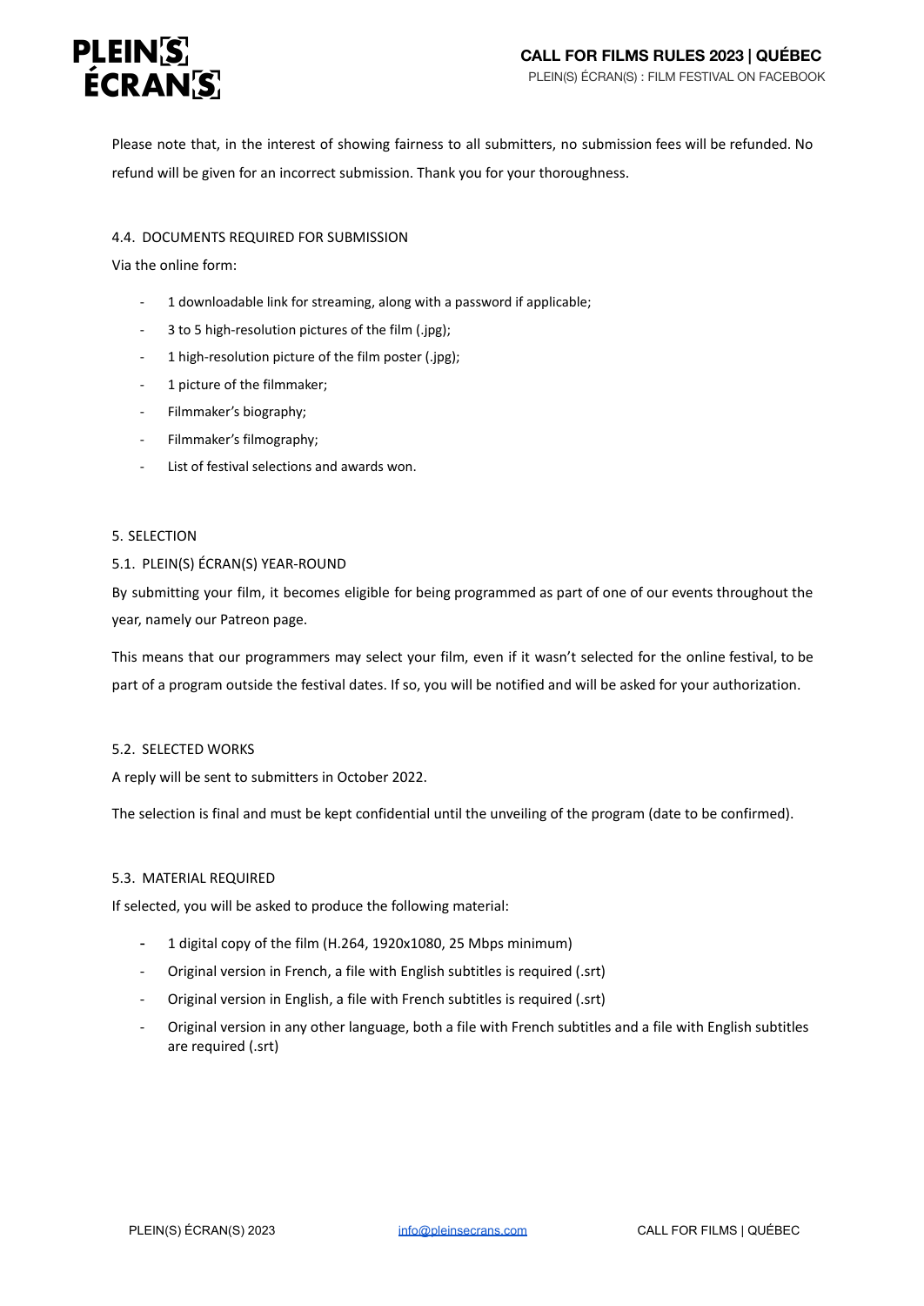Please note that, in the interest of showing fairness to all submitters, no submission fees will be refunded. No refund will be given for an incorrect submission. Thank you for your thoroughness.

### 4.4. DOCUMENTS REQUIRED FOR SUBMISSION

Via the online form:

- 1 downloadable link for streaming, along with a password if applicable;
- 3 to 5 high-resolution pictures of the film (.jpg);
- 1 high-resolution picture of the film poster (.jpg);
- 1 picture of the filmmaker;
- Filmmaker's biography;
- Filmmaker's filmography;
- List of festival selections and awards won.

## 5. SELECTION

### 5.1. PLEIN(S) ÉCRAN(S) YEAR-ROUND

By submitting your film, it becomes eligible for being programmed as part of one of our events throughout the year, namely our Patreon page.

This means that our programmers may select your film, even if it wasn't selected for the online festival, to be part of a program outside the festival dates. If so, you will be notified and will be asked for your authorization.

### 5.2. SELECTED WORKS

A reply will be sent to submitters in October 2022.

The selection is final and must be kept confidential until the unveiling of the program (date to be confirmed).

### 5.3. MATERIAL REQUIRED

If selected, you will be asked to produce the following material:

- 1 digital copy of the film (H.264, 1920x1080, 25 Mbps minimum)
- Original version in French, a file with English subtitles is required (.srt)
- Original version in English, a file with French subtitles is required (.srt)
- Original version in any other language, both a file with French subtitles and a file with English subtitles are required (.srt)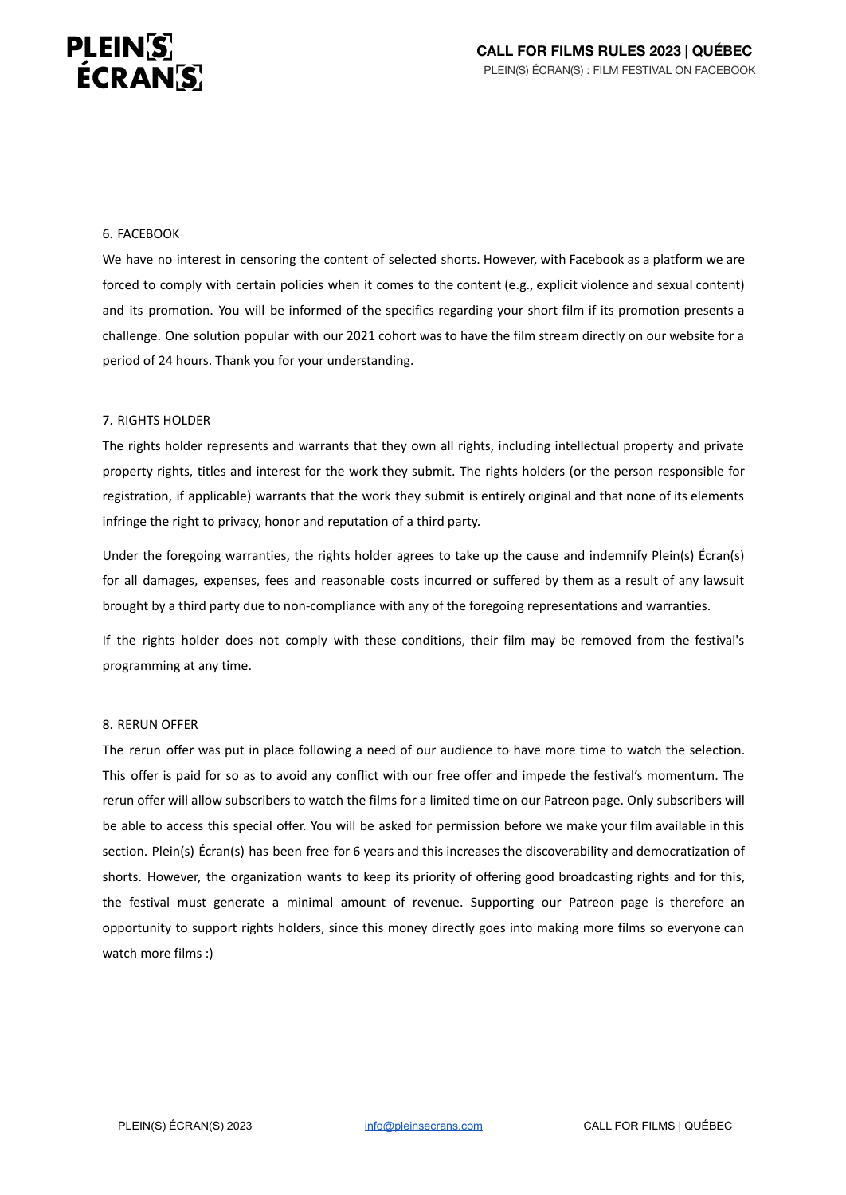## 6. FACEBOOK

We have no interest in censoring the content of selected shorts. However, with Facebook as a platform we are forced to comply with certain policies when it comes to the content (e.g., explicit violence and sexual content) and its promotion. You will be informed of the specifics regarding your short film if its promotion presents a challenge. One solution popular with our 2021 cohort was to have the film stream directly on our website for a period of 24 hours. Thank you for your understanding.

## 7. RIGHTS HOLDER

The rights holder represents and warrants that they own all rights, including intellectual property and private property rights, titles and interest for the work they submit. The rights holders (or the person responsible for registration, if applicable) warrants that the work they submit is entirely original and that none of its elements infringe the right to privacy, honor and reputation of a third party.

Under the foregoing warranties, the rights holder agrees to take up the cause and indemnify Plein(s) Écran(s) for all damages, expenses, fees and reasonable costs incurred or suffered by them as a result of any lawsuit brought by a third party due to non-compliance with any of the foregoing representations and warranties.

If the rights holder does not comply with these conditions, their film may be removed from the festival's programming at any time.

## 8. RERUN OFFER

The rerun offer was put in place following a need of our audience to have more time to watch the selection. This offer is paid for so as to avoid any conflict with our free offer and impede the festival's momentum. The rerun offer will allow subscribers to watch the films for a limited time on our Patreon page. Only subscribers will be able to access this special offer. You will be asked for permission before we make your film available in this section. Plein(s) Écran(s) has been free for 6 years and this increases the discoverability and democratization of shorts. However, the organization wants to keep its priority of offering good broadcasting rights and for this, the festival must generate a minimal amount of revenue. Supporting our Patreon page is therefore an opportunity to support rights holders, since this money directly goes into making more films so everyone can watch more films :)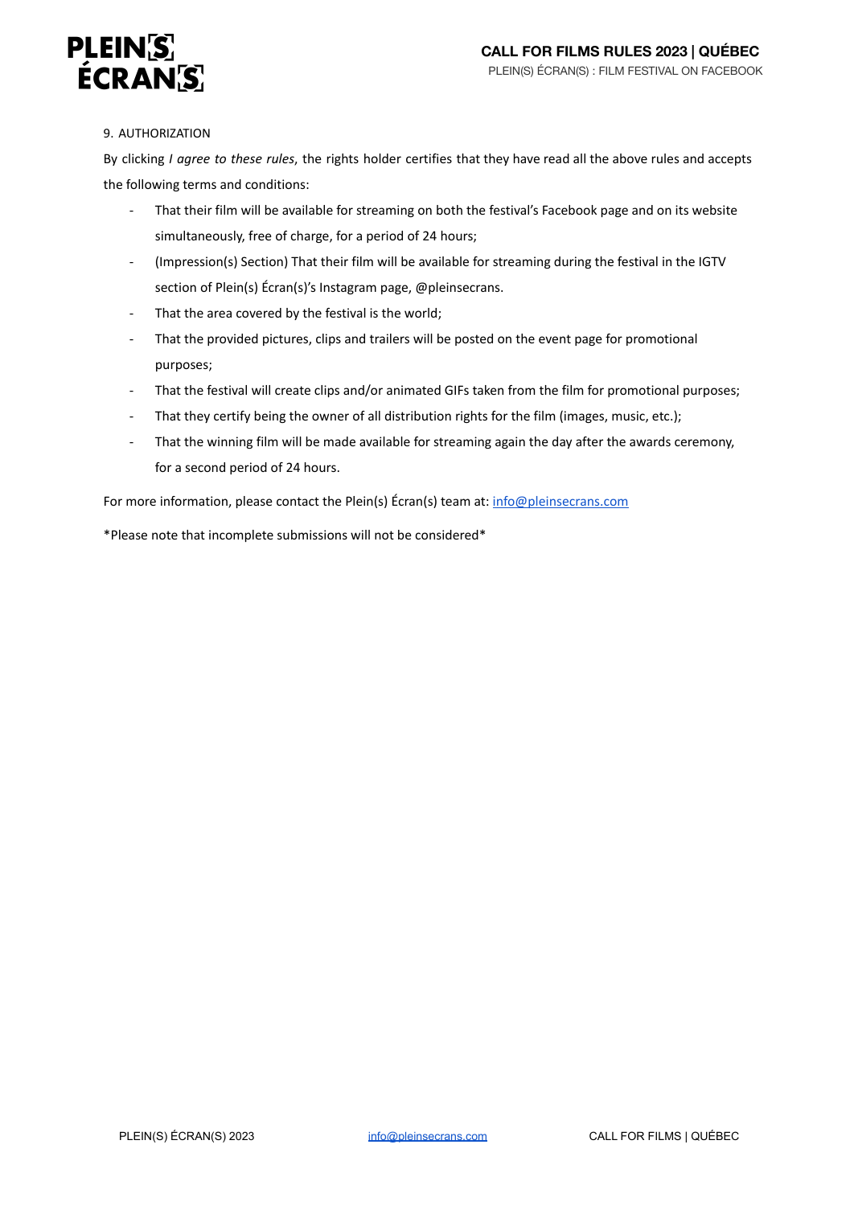## 9. AUTHORIZATION

By clicking *I agree to these rules*, the rights holder certifies that they have read all the above rules and accepts the following terms and conditions:

- That their film will be available for streaming on both the festival's Facebook page and on its website simultaneously, free of charge, for a period of 24 hours;
- (Impression(s) Section) That their film will be available for streaming during the festival in the IGTV section of Plein(s) Écran(s)'s Instagram page, @pleinsecrans.
- That the area covered by the festival is the world;
- That the provided pictures, clips and trailers will be posted on the event page for promotional purposes;
- That the festival will create clips and/or animated GIFs taken from the film for promotional purposes;
- That they certify being the owner of all distribution rights for the film (images, music, etc.);
- That the winning film will be made available for streaming again the day after the awards ceremony, for a second period of 24 hours.

For more information, please contact the Plein(s) Écran(s) team at: [info@pleinsecrans.com](mailto:info@pleinsecrans.com)

*Please note that incomplete submissions will not be considered*